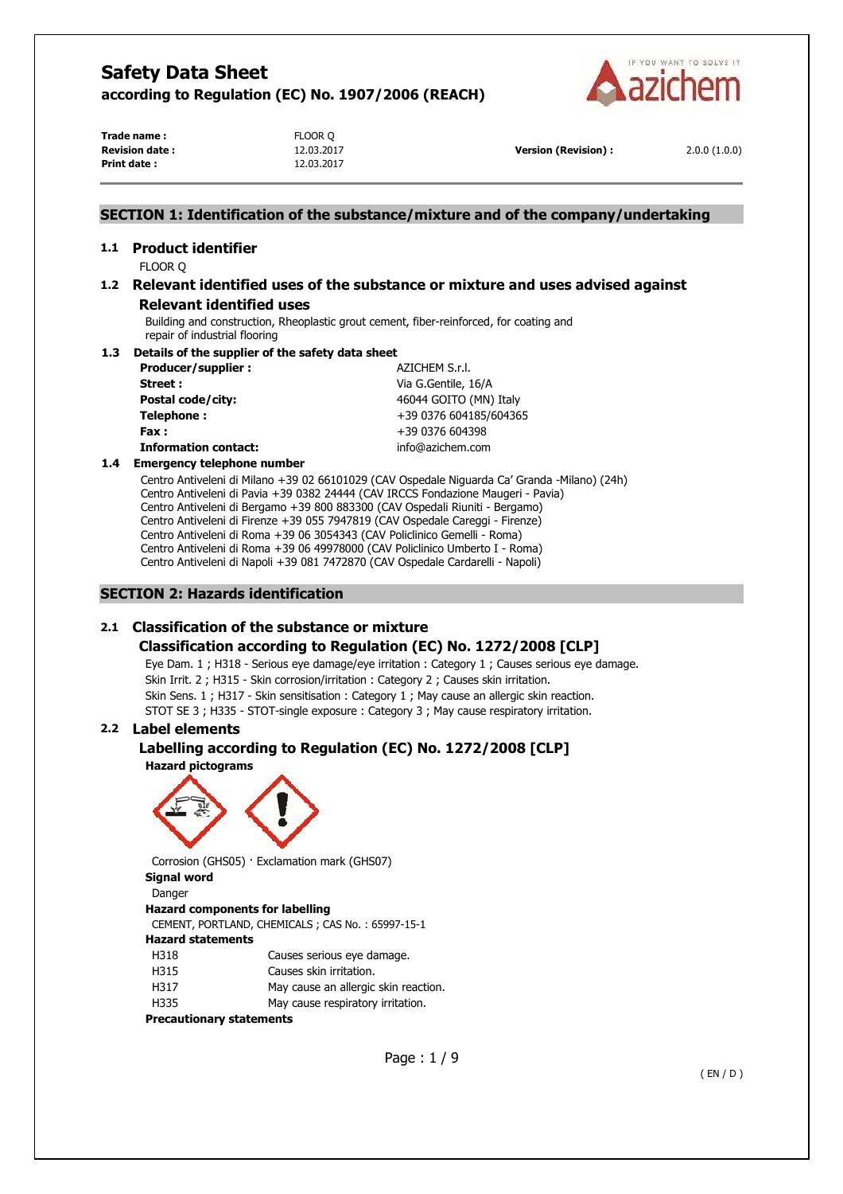# Safety Data Sheet

**according to Regulation (EC) No. 1907/2006 (REACH)**

| | | | |
|---|---|---|---|
| **Trade name :** | FLOOR Q | | |
| **Revision date :** | 12.03.2017 | **Version (Revision) :** | 2.0.0 (1.0.0) |
| **Print date :** | 12.03.2017 | | |

## SECTION 1: Identification of the substance/mixture and of the company/undertaking

### 1.1 Product identifier

FLOOR Q

### 1.2 Relevant identified uses of the substance or mixture and uses advised against

#### Relevant identified uses

Building and construction, Rheoplastic grout cement, fiber-reinforced, for coating and repair of industrial flooring

### 1.3 Details of the supplier of the safety data sheet

| | |
|---|---|
| **Producer/supplier :** | AZICHEM S.r.l. |
| **Street :** | Via G.Gentile, 16/A |
| **Postal code/city:** | 46044 GOITO (MN) Italy |
| **Telephone :** | +39 0376 604185/604365 |
| **Fax :** | +39 0376 604398 |
| **Information contact:** | info@azichem.com |

### 1.4 Emergency telephone number

Centro Antiveleni di Milano +39 02 66101029 (CAV Ospedale Niguarda Ca' Granda -Milano) (24h)
Centro Antiveleni di Pavia +39 0382 24444 (CAV IRCCS Fondazione Maugeri - Pavia)
Centro Antiveleni di Bergamo +39 800 883300 (CAV Ospedali Riuniti - Bergamo)
Centro Antiveleni di Firenze +39 055 7947819 (CAV Ospedale Careggi - Firenze)
Centro Antiveleni di Roma +39 06 3054343 (CAV Policlinico Gemelli - Roma)
Centro Antiveleni di Roma +39 06 49978000 (CAV Policlinico Umberto I - Roma)
Centro Antiveleni di Napoli +39 081 7472870 (CAV Ospedale Cardarelli - Napoli)

## SECTION 2: Hazards identification

### 2.1 Classification of the substance or mixture

#### Classification according to Regulation (EC) No. 1272/2008 [CLP]

Eye Dam. 1 ; H318 - Serious eye damage/eye irritation : Category 1 ; Causes serious eye damage.
Skin Irrit. 2 ; H315 - Skin corrosion/irritation : Category 2 ; Causes skin irritation.
Skin Sens. 1 ; H317 - Skin sensitisation : Category 1 ; May cause an allergic skin reaction.
STOT SE 3 ; H335 - STOT-single exposure : Category 3 ; May cause respiratory irritation.

### 2.2 Label elements

#### Labelling according to Regulation (EC) No. 1272/2008 [CLP]

**Hazard pictograms**

Corrosion (GHS05) · Exclamation mark (GHS07)

**Signal word**

Danger

**Hazard components for labelling**

CEMENT, PORTLAND, CHEMICALS ; CAS No. : 65997-15-1

**Hazard statements**

| | |
|---|---|
| H318 | Causes serious eye damage. |
| H315 | Causes skin irritation. |
| H317 | May cause an allergic skin reaction. |
| H335 | May cause respiratory irritation. |

**Precautionary statements**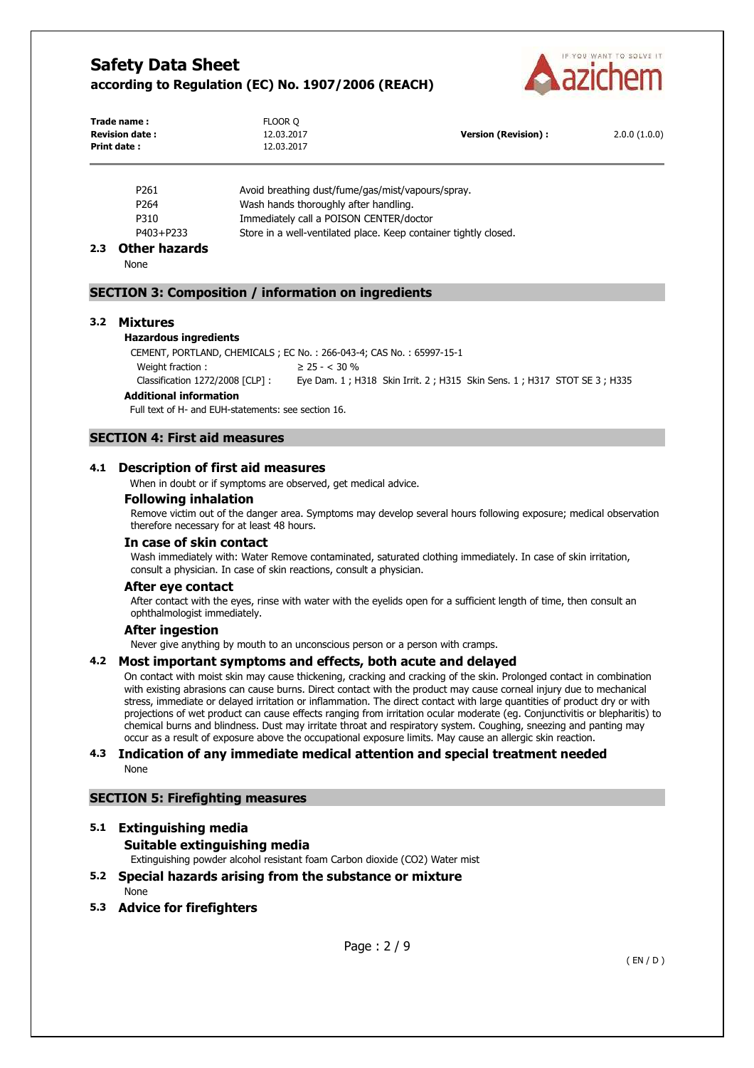| | |
|---|---|
| P261 | Avoid breathing dust/fume/gas/mist/vapours/spray. |
| P264 | Wash hands thoroughly after handling. |
| P310 | Immediately call a POISON CENTER/doctor |
| P403+P233 | Store in a well-ventilated place. Keep container tightly closed. |

### 2.3 Other hazards

None

## SECTION 3: Composition / information on ingredients

### 3.2 Mixtures

**Hazardous ingredients**

CEMENT, PORTLAND, CHEMICALS ; EC No. : 266-043-4; CAS No. : 65997-15-1

| | |
|---|---|
| Weight fraction : | ≥ 25 - < 30 % |
| Classification 1272/2008 [CLP] : | Eye Dam. 1 ; H318 Skin Irrit. 2 ; H315 Skin Sens. 1 ; H317 STOT SE 3 ; H335 |

**Additional information**

Full text of H- and EUH-statements: see section 16.

## SECTION 4: First aid measures

### 4.1 Description of first aid measures

When in doubt or if symptoms are observed, get medical advice.

#### Following inhalation

Remove victim out of the danger area. Symptoms may develop several hours following exposure; medical observation therefore necessary for at least 48 hours.

#### In case of skin contact

Wash immediately with: Water Remove contaminated, saturated clothing immediately. In case of skin irritation, consult a physician. In case of skin reactions, consult a physician.

#### After eye contact

After contact with the eyes, rinse with water with the eyelids open for a sufficient length of time, then consult an ophthalmologist immediately.

#### After ingestion

Never give anything by mouth to an unconscious person or a person with cramps.

### 4.2 Most important symptoms and effects, both acute and delayed

On contact with moist skin may cause thickening, cracking and cracking of the skin. Prolonged contact in combination with existing abrasions can cause burns. Direct contact with the product may cause corneal injury due to mechanical stress, immediate or delayed irritation or inflammation. The direct contact with large quantities of product dry or with projections of wet product can cause effects ranging from irritation ocular moderate (eg. Conjunctivitis or blepharitis) to chemical burns and blindness. Dust may irritate throat and respiratory system. Coughing, sneezing and panting may occur as a result of exposure above the occupational exposure limits. May cause an allergic skin reaction.

### 4.3 Indication of any immediate medical attention and special treatment needed

None

## SECTION 5: Firefighting measures

### 5.1 Extinguishing media

#### Suitable extinguishing media

Extinguishing powder alcohol resistant foam Carbon dioxide ($CO_2$) Water mist

### 5.2 Special hazards arising from the substance or mixture

None

### 5.3 Advice for firefighters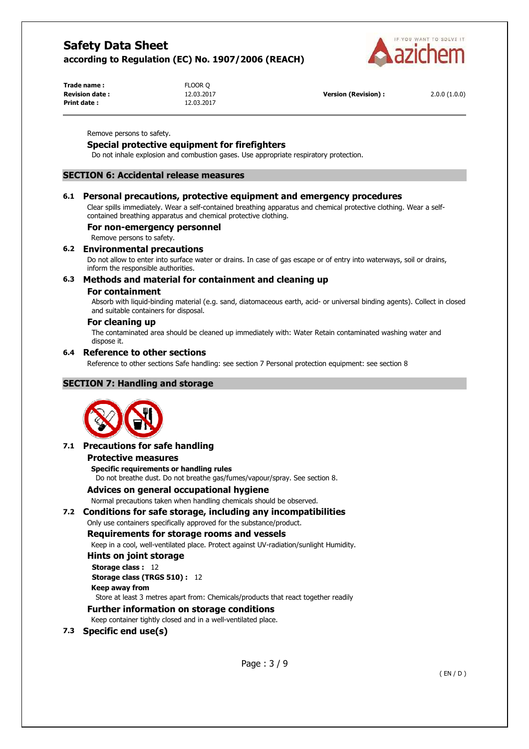Remove persons to safety.

### Special protective equipment for firefighters

Do not inhale explosion and combustion gases. Use appropriate respiratory protection.

## SECTION 6: Accidental release measures

### 6.1 Personal precautions, protective equipment and emergency procedures

Clear spills immediately. Wear a self-contained breathing apparatus and chemical protective clothing. Wear a self-contained breathing apparatus and chemical protective clothing.

#### For non-emergency personnel

Remove persons to safety.

### 6.2 Environmental precautions

Do not allow to enter into surface water or drains. In case of gas escape or of entry into waterways, soil or drains, inform the responsible authorities.

### 6.3 Methods and material for containment and cleaning up

#### For containment

Absorb with liquid-binding material (e.g. sand, diatomaceous earth, acid- or universal binding agents). Collect in closed and suitable containers for disposal.

#### For cleaning up

The contaminated area should be cleaned up immediately with: Water Retain contaminated washing water and dispose it.

### 6.4 Reference to other sections

Reference to other sections Safe handling: see section 7 Personal protection equipment: see section 8

## SECTION 7: Handling and storage

### 7.1 Precautions for safe handling

#### Protective measures

**Specific requirements or handling rules**

Do not breathe dust. Do not breathe gas/fumes/vapour/spray. See section 8.

#### Advices on general occupational hygiene

Normal precautions taken when handling chemicals should be observed.

### 7.2 Conditions for safe storage, including any incompatibilities

Only use containers specifically approved for the substance/product.

#### Requirements for storage rooms and vessels

Keep in a cool, well-ventilated place. Protect against UV-radiation/sunlight Humidity.

#### Hints on joint storage

**Storage class :** 12

**Storage class (TRGS 510) :** 12

**Keep away from**

Store at least 3 metres apart from: Chemicals/products that react together readily

#### Further information on storage conditions

Keep container tightly closed and in a well-ventilated place.

### 7.3 Specific end use(s)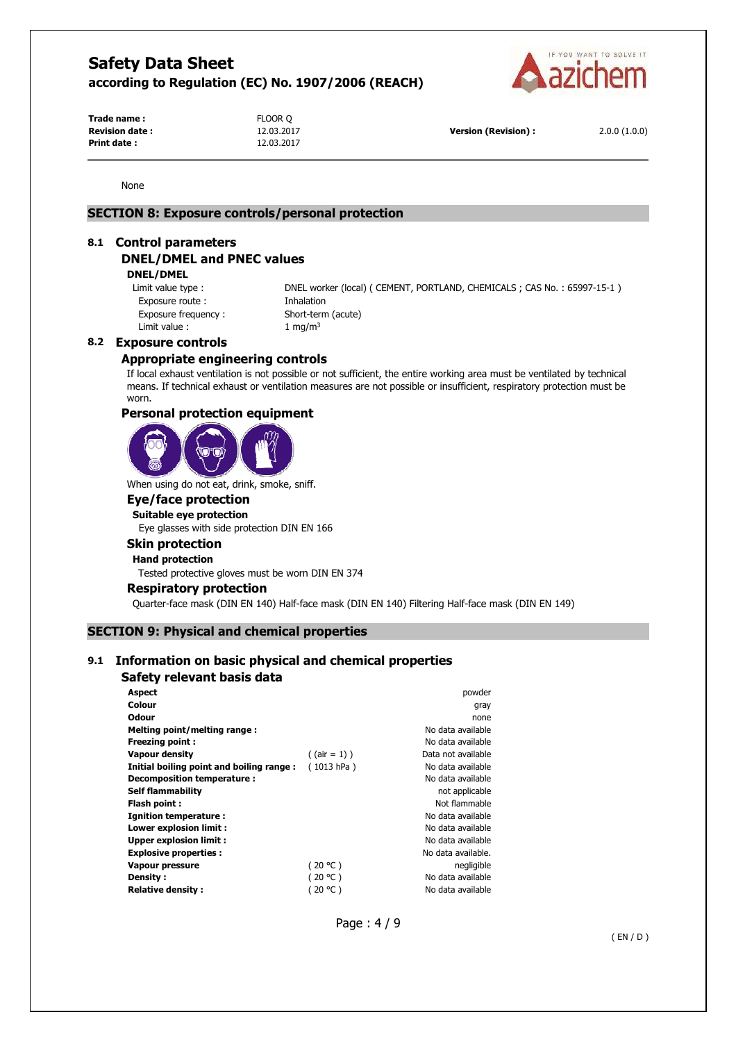None

## SECTION 8: Exposure controls/personal protection

### 8.1 Control parameters

#### DNEL/DMEL and PNEC values

**DNEL/DMEL**

| | |
|---|---|
| Limit value type : | DNEL worker (local) ( CEMENT, PORTLAND, CHEMICALS ; CAS No. : 65997-15-1 ) |
| Exposure route : | Inhalation |
| Exposure frequency : | Short-term (acute) |
| Limit value : | 1 mg/m³ |

### 8.2 Exposure controls

#### Appropriate engineering controls

If local exhaust ventilation is not possible or not sufficient, the entire working area must be ventilated by technical means. If technical exhaust or ventilation measures are not possible or insufficient, respiratory protection must be worn.

#### Personal protection equipment

When using do not eat, drink, smoke, sniff.

#### Eye/face protection

**Suitable eye protection**

Eye glasses with side protection DIN EN 166

#### Skin protection

**Hand protection**

Tested protective gloves must be worn DIN EN 374

#### Respiratory protection

Quarter-face mask (DIN EN 140) Half-face mask (DIN EN 140) Filtering Half-face mask (DIN EN 149)

## SECTION 9: Physical and chemical properties

### 9.1 Information on basic physical and chemical properties

#### Safety relevant basis data

| | | |
|---|---|---|
| **Aspect** | | powder |
| **Colour** | | gray |
| **Odour** | | none |
| **Melting point/melting range :** | | No data available |
| **Freezing point :** | | No data available |
| **Vapour density** | ( (air = 1) ) | Data not available |
| **Initial boiling point and boiling range :** | ( 1013 hPa ) | No data available |
| **Decomposition temperature :** | | No data available |
| **Self flammability** | | not applicable |
| **Flash point :** | | Not flammable |
| **Ignition temperature :** | | No data available |
| **Lower explosion limit :** | | No data available |
| **Upper explosion limit :** | | No data available |
| **Explosive properties :** | | No data available. |
| **Vapour pressure** | ( 20 °C ) | negligible |
| **Density :** | ( 20 °C ) | No data available |
| **Relative density :** | ( 20 °C ) | No data available |

( EN / D )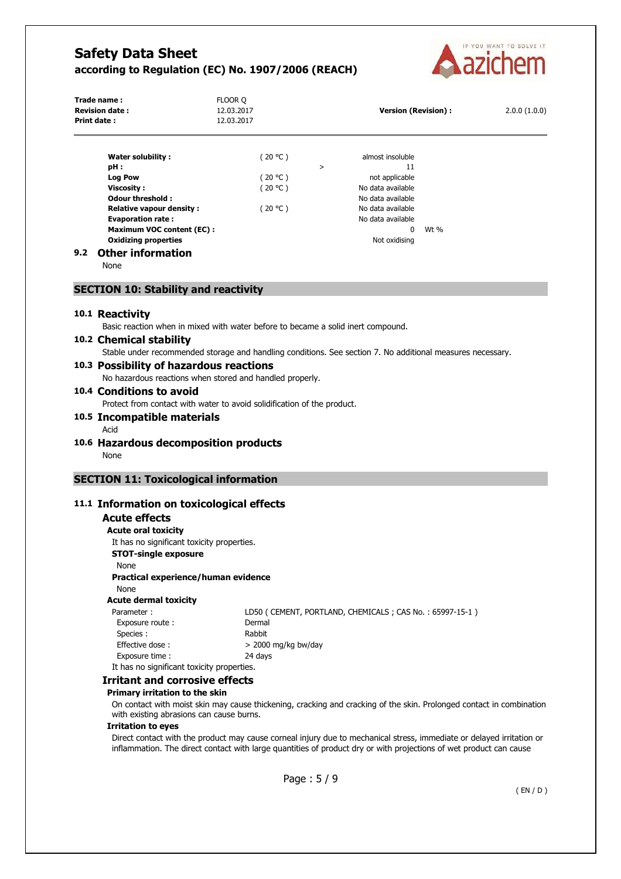| | | | | |
|---|---|---|---|---|
| **Water solubility :** | ( 20 °C ) | | almost insoluble | |
| **pH :** | | > | 11 | |
| **Log Pow** | ( 20 °C ) | | not applicable | |
| **Viscosity :** | ( 20 °C ) | | No data available | |
| **Odour threshold :** | | | No data available | |
| **Relative vapour density :** | ( 20 °C ) | | No data available | |
| **Evaporation rate :** | | | No data available | |
| **Maximum VOC content (EC) :** | | | 0 | Wt % |
| **Oxidizing properties** | | | Not oxidising | |

### 9.2 Other information

None

## SECTION 10: Stability and reactivity

### 10.1 Reactivity

Basic reaction when in mixed with water before to became a solid inert compound.

### 10.2 Chemical stability

Stable under recommended storage and handling conditions. See section 7. No additional measures necessary.

### 10.3 Possibility of hazardous reactions

No hazardous reactions when stored and handled properly.

### 10.4 Conditions to avoid

Protect from contact with water to avoid solidification of the product.

### 10.5 Incompatible materials

Acid

### 10.6 Hazardous decomposition products

None

## SECTION 11: Toxicological information

### 11.1 Information on toxicological effects

#### Acute effects

**Acute oral toxicity**

It has no significant toxicity properties.

**STOT-single exposure**

None

**Practical experience/human evidence**

None

**Acute dermal toxicity**

| | |
|---|---|
| Parameter : | LD50 ( CEMENT, PORTLAND, CHEMICALS ; CAS No. : 65997-15-1 ) |
| Exposure route : | Dermal |
| Species : | Rabbit |
| Effective dose : | > 2000 mg/kg bw/day |
| Exposure time : | 24 days |

It has no significant toxicity properties.

#### Irritant and corrosive effects

**Primary irritation to the skin**

On contact with moist skin may cause thickening, cracking and cracking of the skin. Prolonged contact in combination with existing abrasions can cause burns.

**Irritation to eyes**

Direct contact with the product may cause corneal injury due to mechanical stress, immediate or delayed irritation or inflammation. The direct contact with large quantities of product dry or with projections of wet product can cause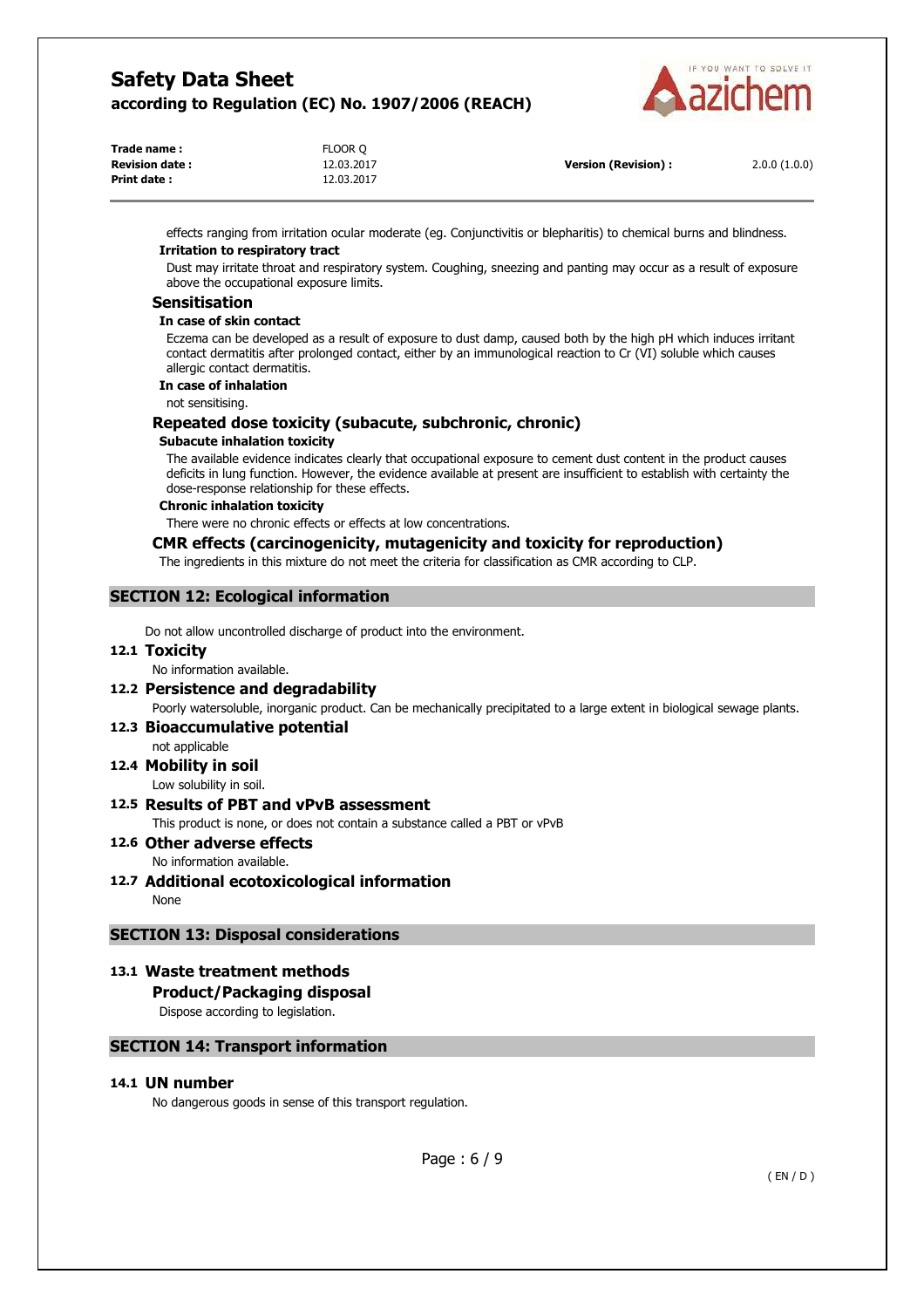effects ranging from irritation ocular moderate (eg. Conjunctivitis or blepharitis) to chemical burns and blindness.

**Irritation to respiratory tract**

Dust may irritate throat and respiratory system. Coughing, sneezing and panting may occur as a result of exposure above the occupational exposure limits.

### Sensitisation

**In case of skin contact**

Eczema can be developed as a result of exposure to dust damp, caused both by the high pH which induces irritant contact dermatitis after prolonged contact, either by an immunological reaction to Cr (VI) soluble which causes allergic contact dermatitis.

**In case of inhalation**

not sensitising.

### Repeated dose toxicity (subacute, subchronic, chronic)

**Subacute inhalation toxicity**

The available evidence indicates clearly that occupational exposure to cement dust content in the product causes deficits in lung function. However, the evidence available at present are insufficient to establish with certainty the dose-response relationship for these effects.

**Chronic inhalation toxicity**

There were no chronic effects or effects at low concentrations.

### CMR effects (carcinogenicity, mutagenicity and toxicity for reproduction)

The ingredients in this mixture do not meet the criteria for classification as CMR according to CLP.

## SECTION 12: Ecological information

Do not allow uncontrolled discharge of product into the environment.

### 12.1 Toxicity

No information available.

### 12.2 Persistence and degradability

Poorly watersoluble, inorganic product. Can be mechanically precipitated to a large extent in biological sewage plants.

### 12.3 Bioaccumulative potential

not applicable

### 12.4 Mobility in soil

Low solubility in soil.

### 12.5 Results of PBT and vPvB assessment

This product is none, or does not contain a substance called a PBT or vPvB

### 12.6 Other adverse effects

No information available.

### 12.7 Additional ecotoxicological information

None

## SECTION 13: Disposal considerations

### 13.1 Waste treatment methods

**Product/Packaging disposal**

Dispose according to legislation.

## SECTION 14: Transport information

### 14.1 UN number

No dangerous goods in sense of this transport regulation.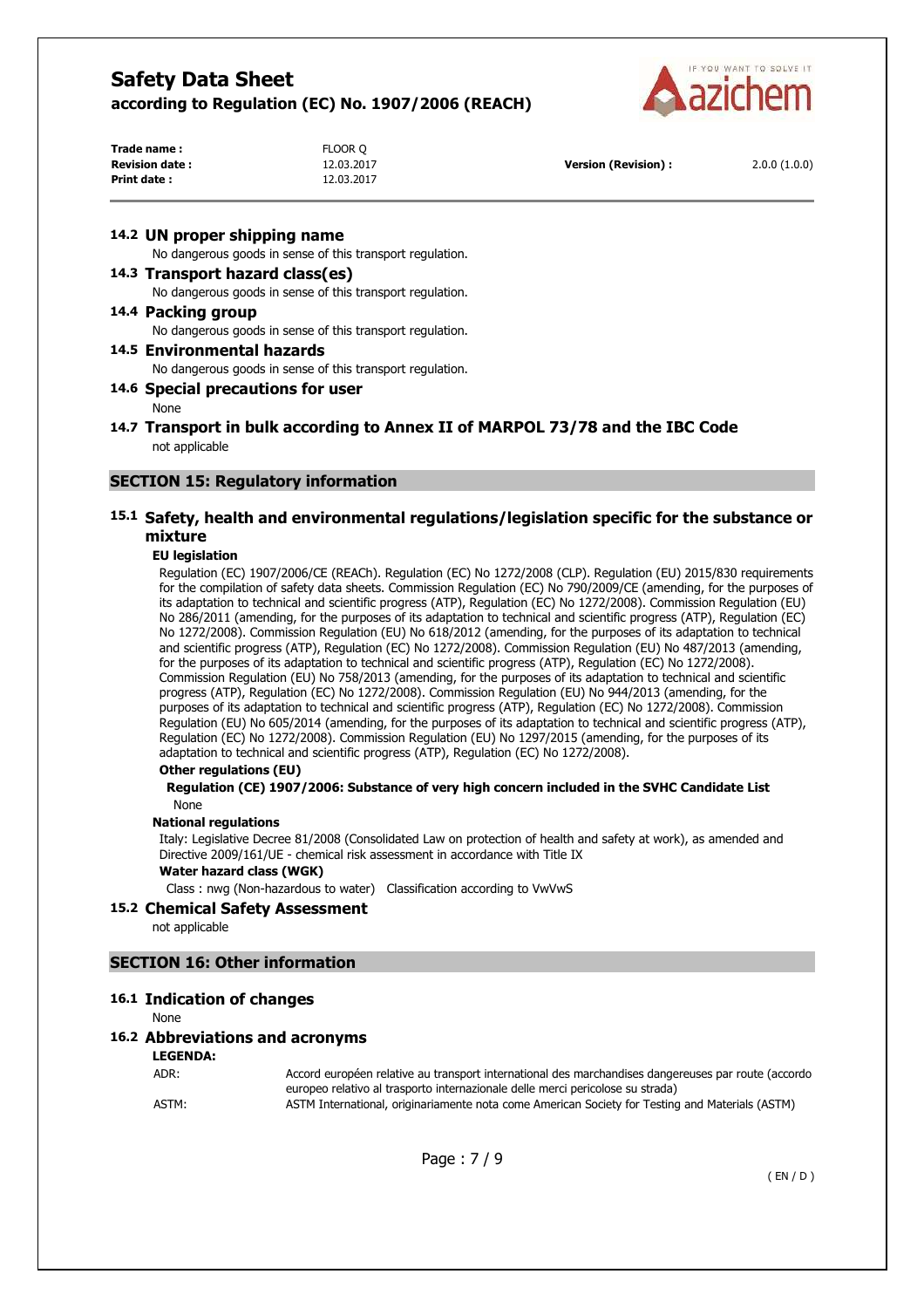### 14.2 UN proper shipping name

No dangerous goods in sense of this transport regulation.

### 14.3 Transport hazard class(es)

No dangerous goods in sense of this transport regulation.

### 14.4 Packing group

No dangerous goods in sense of this transport regulation.

### 14.5 Environmental hazards

No dangerous goods in sense of this transport regulation.

### 14.6 Special precautions for user

None

### 14.7 Transport in bulk according to Annex II of MARPOL 73/78 and the IBC Code

not applicable

## SECTION 15: Regulatory information

### 15.1 Safety, health and environmental regulations/legislation specific for the substance or mixture

**EU legislation**

Regulation (EC) 1907/2006/CE (REACh). Regulation (EC) No 1272/2008 (CLP). Regulation (EU) 2015/830 requirements for the compilation of safety data sheets. Commission Regulation (EC) No 790/2009/CE (amending, for the purposes of its adaptation to technical and scientific progress (ATP), Regulation (EC) No 1272/2008). Commission Regulation (EU) No 286/2011 (amending, for the purposes of its adaptation to technical and scientific progress (ATP), Regulation (EC) No 1272/2008). Commission Regulation (EU) No 618/2012 (amending, for the purposes of its adaptation to technical and scientific progress (ATP), Regulation (EC) No 1272/2008). Commission Regulation (EU) No 487/2013 (amending, for the purposes of its adaptation to technical and scientific progress (ATP), Regulation (EC) No 1272/2008). Commission Regulation (EU) No 758/2013 (amending, for the purposes of its adaptation to technical and scientific progress (ATP), Regulation (EC) No 1272/2008). Commission Regulation (EU) No 944/2013 (amending, for the purposes of its adaptation to technical and scientific progress (ATP), Regulation (EC) No 1272/2008). Commission Regulation (EU) No 605/2014 (amending, for the purposes of its adaptation to technical and scientific progress (ATP), Regulation (EC) No 1272/2008). Commission Regulation (EU) No 1297/2015 (amending, for the purposes of its adaptation to technical and scientific progress (ATP), Regulation (EC) No 1272/2008).

**Other regulations (EU)**

**Regulation (CE) 1907/2006: Substance of very high concern included in the SVHC Candidate List**

None

**National regulations**

Italy: Legislative Decree 81/2008 (Consolidated Law on protection of health and safety at work), as amended and Directive 2009/161/UE - chemical risk assessment in accordance with Title IX

**Water hazard class (WGK)**

Class : nwg (Non-hazardous to water) Classification according to VwVwS

### 15.2 Chemical Safety Assessment

not applicable

## SECTION 16: Other information

### 16.1 Indication of changes

None

### 16.2 Abbreviations and acronyms

**LEGENDA:**

| | |
|---|---|
| ADR: | Accord européen relative au transport international des marchandises dangereuses par route (accordo europeo relativo al trasporto internazionale delle merci pericolose su strada) |
| ASTM: | ASTM International, originariamente nota come American Society for Testing and Materials (ASTM) |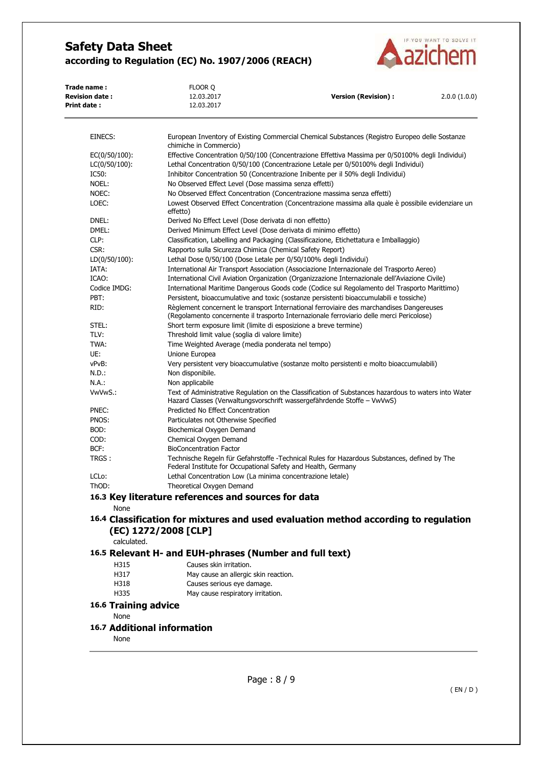| | |
|---|---|
| EINECS: | European Inventory of Existing Commercial Chemical Substances (Registro Europeo delle Sostanze chimiche in Commercio) |
| EC(0/50/100): | Effective Concentration 0/50/100 (Concentrazione Effettiva Massima per 0/50100% degli Individui) |
| LC(0/50/100): | Lethal Concentration 0/50/100 (Concentrazione Letale per 0/50100% degli Individui) |
| IC50: | Inhibitor Concentration 50 (Concentrazione Inibente per il 50% degli Individui) |
| NOEL: | No Observed Effect Level (Dose massima senza effetti) |
| NOEC: | No Observed Effect Concentration (Concentrazione massima senza effetti) |
| LOEC: | Lowest Observed Effect Concentration (Concentrazione massima alla quale è possibile evidenziare un effetto) |
| DNEL: | Derived No Effect Level (Dose derivata di non effetto) |
| DMEL: | Derived Minimum Effect Level (Dose derivata di minimo effetto) |
| CLP: | Classification, Labelling and Packaging (Classificazione, Etichettatura e Imballaggio) |
| CSR: | Rapporto sulla Sicurezza Chimica (Chemical Safety Report) |
| LD(0/50/100): | Lethal Dose 0/50/100 (Dose Letale per 0/50/100% degli Individui) |
| IATA: | International Air Transport Association (Associazione Internazionale del Trasporto Aereo) |
| ICAO: | International Civil Aviation Organization (Organizzazione Internazionale dell'Aviazione Civile) |
| Codice IMDG: | International Maritime Dangerous Goods code (Codice sul Regolamento del Trasporto Marittimo) |
| PBT: | Persistent, bioaccumulative and toxic (sostanze persistenti bioaccumulabili e tossiche) |
| RID: | Règlement concernent le transport International ferroviaire des marchandises Dangereuses (Regolamento concernente il trasporto Internazionale ferroviario delle merci Pericolose) |
| STEL: | Short term exposure limit (limite di esposizione a breve termine) |
| TLV: | Threshold limit value (soglia di valore limite) |
| TWA: | Time Weighted Average (media ponderata nel tempo) |
| UE: | Unione Europea |
| vPvB: | Very persistent very bioaccumulative (sostanze molto persistenti e molto bioaccumulabili) |
| N.D.: | Non disponibile. |
| N.A.: | Non applicabile |
| VwVwS.: | Text of Administrative Regulation on the Classification of Substances hazardous to waters into Water Hazard Classes (Verwaltungsvorschrift wassergefährdende Stoffe – VwVwS) |
| PNEC: | Predicted No Effect Concentration |
| PNOS: | Particulates not Otherwise Specified |
| BOD: | Biochemical Oxygen Demand |
| COD: | Chemical Oxygen Demand |
| BCF: | BioConcentration Factor |
| TRGS : | Technische Regeln für Gefahrstoffe -Technical Rules for Hazardous Substances, defined by The Federal Institute for Occupational Safety and Health, Germany |
| LCLo: | Lethal Concentration Low (La minima concentrazione letale) |
| ThOD: | Theoretical Oxygen Demand |

### 16.3 Key literature references and sources for data

None

### 16.4 Classification for mixtures and used evaluation method according to regulation (EC) 1272/2008 [CLP]

calculated.

### 16.5 Relevant H- and EUH-phrases (Number and full text)

| | |
|---|---|
| H315 | Causes skin irritation. |
| H317 | May cause an allergic skin reaction. |
| H318 | Causes serious eye damage. |
| H335 | May cause respiratory irritation. |

### 16.6 Training advice

None

### 16.7 Additional information

None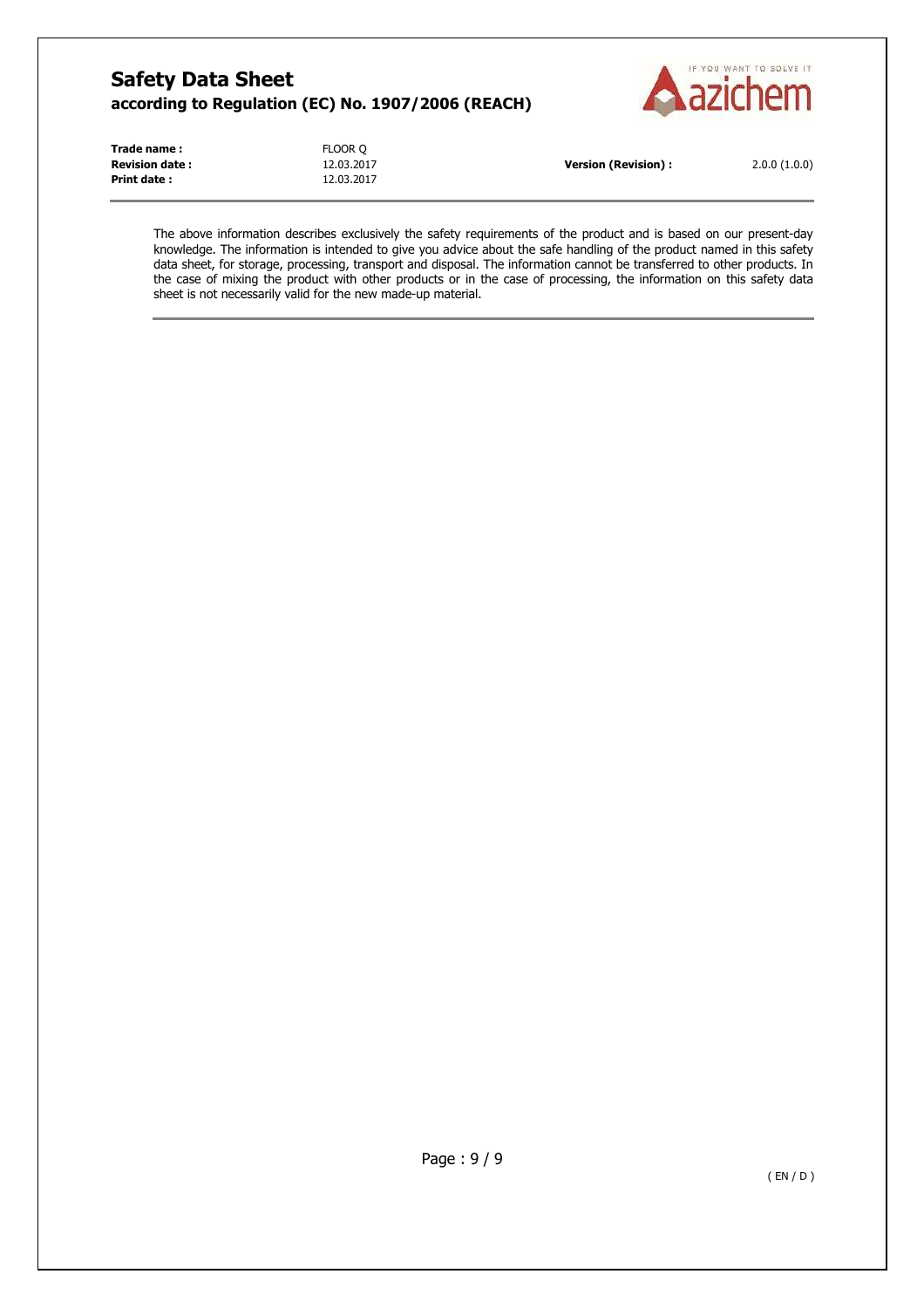The above information describes exclusively the safety requirements of the product and is based on our present-day knowledge. The information is intended to give you advice about the safe handling of the product named in this safety data sheet, for storage, processing, transport and disposal. The information cannot be transferred to other products. In the case of mixing the product with other products or in the case of processing, the information on this safety data sheet is not necessarily valid for the new made-up material.